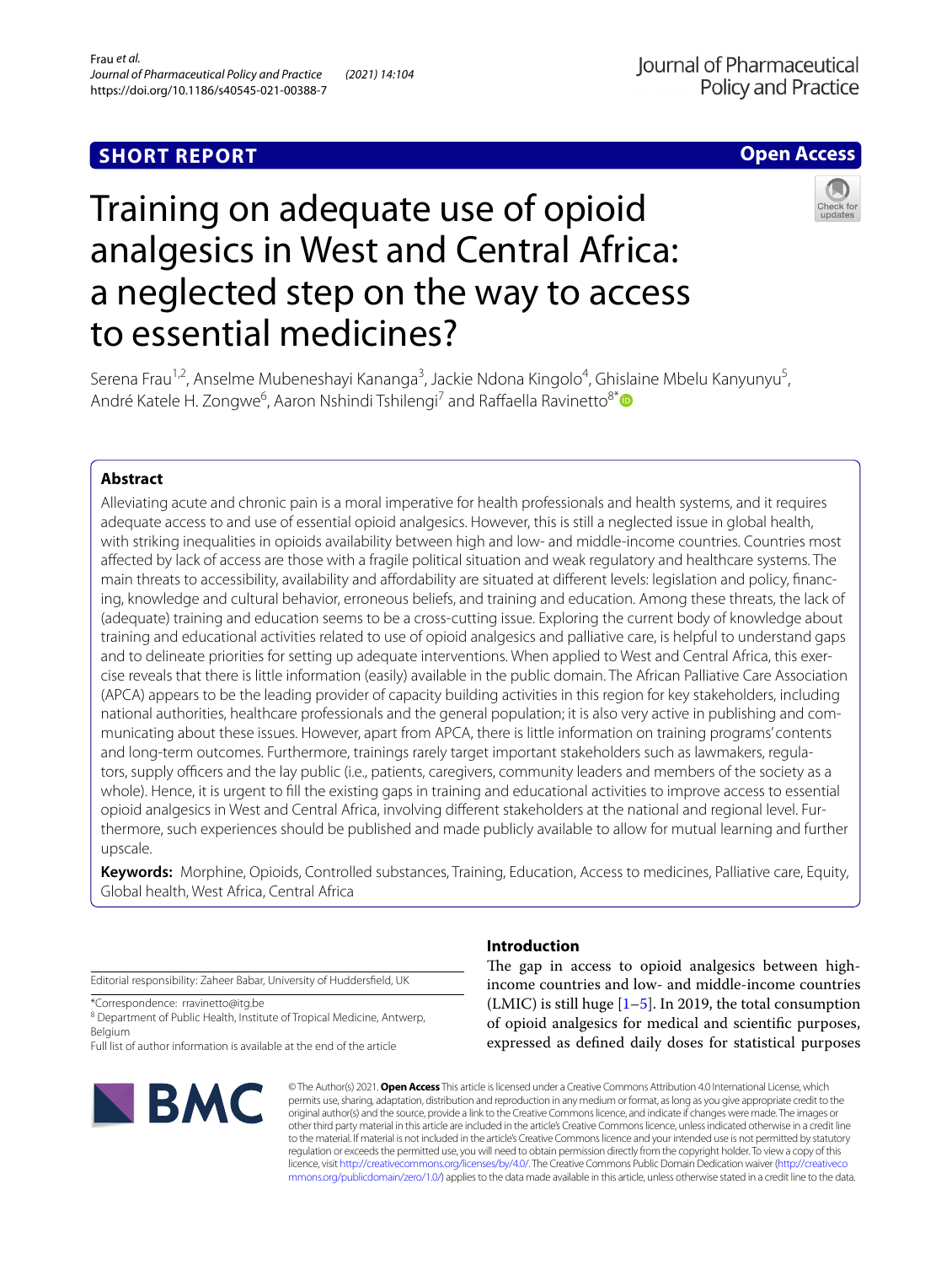SHORT REPORT

Open Access

# Training on adequate use of opioid analgesics in West and Central Africa: a neglected step on the way to access to essential medicines?

Serena Frau[1,2], Anselme Mubeneshayi Kananga[3], Jackie Ndona Kingolo[4], Ghislaine Mbelu Kanyunyu[5], André Katele H. Zongwe[6], Aaron Nshindi Tshilengi[7] and Raffaella Ravinetto[8*]

## Abstract

Alleviating acute and chronic pain is a moral imperative for health professionals and health systems, and it requires adequate access to and use of essential opioid analgesics. However, this is still a neglected issue in global health, with striking inequalities in opioids availability between high and low- and middle-income countries. Countries most affected by lack of access are those with a fragile political situation and weak regulatory and healthcare systems. The main threats to accessibility, availability and affordability are situated at different levels: legislation and policy, financing, knowledge and cultural behavior, erroneous beliefs, and training and education. Among these threats, the lack of (adequate) training and education seems to be a cross-cutting issue. Exploring the current body of knowledge about training and educational activities related to use of opioid analgesics and palliative care, is helpful to understand gaps and to delineate priorities for setting up adequate interventions. When applied to West and Central Africa, this exercise reveals that there is little information (easily) available in the public domain. The African Palliative Care Association (APCA) appears to be the leading provider of capacity building activities in this region for key stakeholders, including national authorities, healthcare professionals and the general population; it is also very active in publishing and communicating about these issues. However, apart from APCA, there is little information on training programs' contents and long-term outcomes. Furthermore, trainings rarely target important stakeholders such as lawmakers, regulators, supply officers and the lay public (i.e., patients, caregivers, community leaders and members of the society as a whole). Hence, it is urgent to fill the existing gaps in training and educational activities to improve access to essential opioid analgesics in West and Central Africa, involving different stakeholders at the national and regional level. Furthermore, such experiences should be published and made publicly available to allow for mutual learning and further upscale.

**Keywords:** Morphine, Opioids, Controlled substances, Training, Education, Access to medicines, Palliative care, Equity, Global health, West Africa, Central Africa

Editorial responsibility: Zaheer Babar, University of Huddersfield, UK

*Correspondence: rravinetto@itg.be

[8] Department of Public Health, Institute of Tropical Medicine, Antwerp, Belgium

Full list of author information is available at the end of the article

## Introduction

The gap in access to opioid analgesics between high-income countries and low- and middle-income countries (LMIC) is still huge [1–5]. In 2019, the total consumption of opioid analgesics for medical and scientific purposes, expressed as defined daily doses for statistical purposes

© The Author(s) 2021. **Open Access** This article is licensed under a Creative Commons Attribution 4.0 International License, which permits use, sharing, adaptation, distribution and reproduction in any medium or format, as long as you give appropriate credit to the original author(s) and the source, provide a link to the Creative Commons licence, and indicate if changes were made. The images or other third party material in this article are included in the article's Creative Commons licence, unless indicated otherwise in a credit line to the material. If material is not included in the article's Creative Commons licence and your intended use is not permitted by statutory regulation or exceeds the permitted use, you will need to obtain permission directly from the copyright holder. To view a copy of this licence, visit http://creativecommons.org/licenses/by/4.0/. The Creative Commons Public Domain Dedication waiver (http://creativecommons.org/publicdomain/zero/1.0/) applies to the data made available in this article, unless otherwise stated in a credit line to the data.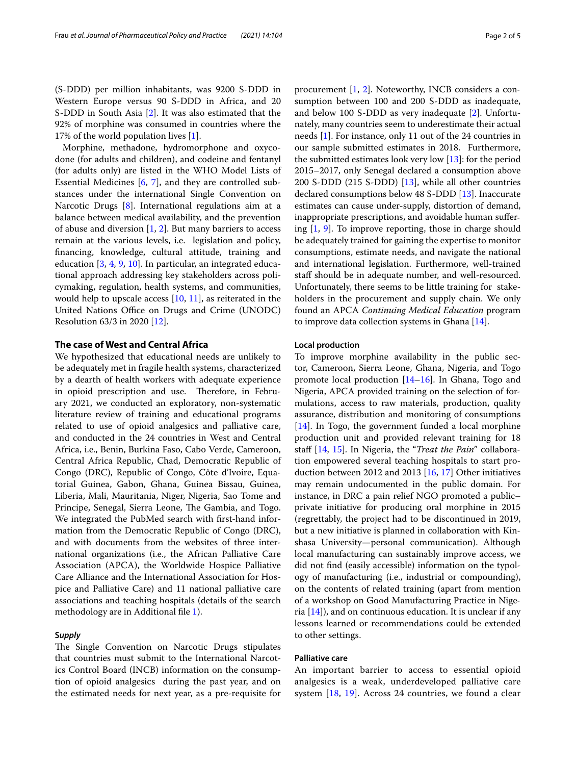(S-DDD) per million inhabitants, was 9200 S-DDD in Western Europe versus 90 S-DDD in Africa, and 20 S-DDD in South Asia [2]. It was also estimated that the 92% of morphine was consumed in countries where the 17% of the world population lives [1].

Morphine, methadone, hydromorphone and oxycodone (for adults and children), and codeine and fentanyl (for adults only) are listed in the WHO Model Lists of Essential Medicines [6, 7], and they are controlled substances under the international Single Convention on Narcotic Drugs [8]. International regulations aim at a balance between medical availability, and the prevention of abuse and diversion [1, 2]. But many barriers to access remain at the various levels, i.e. legislation and policy, financing, knowledge, cultural attitude, training and education [3, 4, 9, 10]. In particular, an integrated educational approach addressing key stakeholders across policymaking, regulation, health systems, and communities, would help to upscale access [10, 11], as reiterated in the United Nations Office on Drugs and Crime (UNODC) Resolution 63/3 in 2020 [12].

## The case of West and Central Africa

We hypothesized that educational needs are unlikely to be adequately met in fragile health systems, characterized by a dearth of health workers with adequate experience in opioid prescription and use. Therefore, in February 2021, we conducted an exploratory, non-systematic literature review of training and educational programs related to use of opioid analgesics and palliative care, and conducted in the 24 countries in West and Central Africa, i.e., Benin, Burkina Faso, Cabo Verde, Cameroon, Central Africa Republic, Chad, Democratic Republic of Congo (DRC), Republic of Congo, Côte d'Ivoire, Equatorial Guinea, Gabon, Ghana, Guinea Bissau, Guinea, Liberia, Mali, Mauritania, Niger, Nigeria, Sao Tome and Principe, Senegal, Sierra Leone, The Gambia, and Togo. We integrated the PubMed search with first-hand information from the Democratic Republic of Congo (DRC), and with documents from the websites of three international organizations (i.e., the African Palliative Care Association (APCA), the Worldwide Hospice Palliative Care Alliance and the International Association for Hospice and Palliative Care) and 11 national palliative care associations and teaching hospitals (details of the search methodology are in Additional file 1).

### *Supply*

The Single Convention on Narcotic Drugs stipulates that countries must submit to the International Narcotics Control Board (INCB) information on the consumption of opioid analgesics during the past year, and on the estimated needs for next year, as a pre-requisite for procurement [1, 2]. Noteworthy, INCB considers a consumption between 100 and 200 S-DDD as inadequate, and below 100 S-DDD as very inadequate [2]. Unfortunately, many countries seem to underestimate their actual needs [1]. For instance, only 11 out of the 24 countries in our sample submitted estimates in 2018. Furthermore, the submitted estimates look very low [13]: for the period 2015–2017, only Senegal declared a consumption above 200 S-DDD (215 S-DDD) [13], while all other countries declared consumptions below 48 S-DDD [13]. Inaccurate estimates can cause under-supply, distortion of demand, inappropriate prescriptions, and avoidable human suffering [1, 9]. To improve reporting, those in charge should be adequately trained for gaining the expertise to monitor consumptions, estimate needs, and navigate the national and international legislation. Furthermore, well-trained staff should be in adequate number, and well-resourced. Unfortunately, there seems to be little training for stakeholders in the procurement and supply chain. We only found an APCA *Continuing Medical Education* program to improve data collection systems in Ghana [14].

### Local production

To improve morphine availability in the public sector, Cameroon, Sierra Leone, Ghana, Nigeria, and Togo promote local production [14–16]. In Ghana, Togo and Nigeria, APCA provided training on the selection of formulations, access to raw materials, production, quality assurance, distribution and monitoring of consumptions [14]. In Togo, the government funded a local morphine production unit and provided relevant training for 18 staff [14, 15]. In Nigeria, the "*Treat the Pain*" collaboration empowered several teaching hospitals to start production between 2012 and 2013 [16, 17] Other initiatives may remain undocumented in the public domain. For instance, in DRC a pain relief NGO promoted a public–private initiative for producing oral morphine in 2015 (regrettably, the project had to be discontinued in 2019, but a new initiative is planned in collaboration with Kinshasa University—personal communication). Although local manufacturing can sustainably improve access, we did not find (easily accessible) information on the typology of manufacturing (i.e., industrial or compounding), on the contents of related training (apart from mention of a workshop on Good Manufacturing Practice in Nigeria [14]), and on continuous education. It is unclear if any lessons learned or recommendations could be extended to other settings.

### Palliative care

An important barrier to access to essential opioid analgesics is a weak, underdeveloped palliative care system [18, 19]. Across 24 countries, we found a clear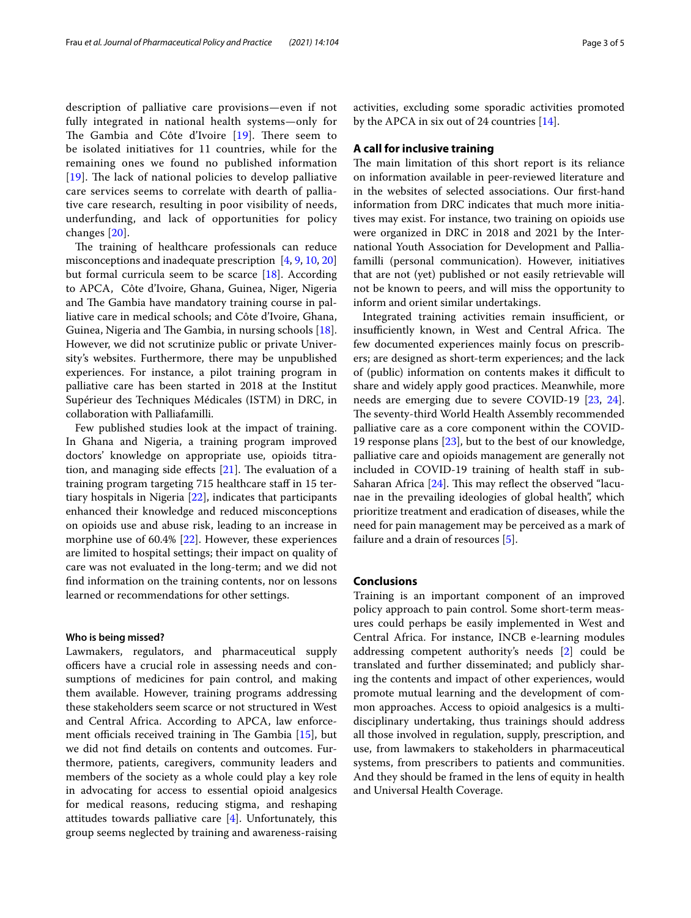description of palliative care provisions—even if not fully integrated in national health systems—only for The Gambia and Côte d'Ivoire [19]. There seem to be isolated initiatives for 11 countries, while for the remaining ones we found no published information [19]. The lack of national policies to develop palliative care services seems to correlate with dearth of palliative care research, resulting in poor visibility of needs, underfunding, and lack of opportunities for policy changes [20].

The training of healthcare professionals can reduce misconceptions and inadequate prescription [4, 9, 10, 20] but formal curricula seem to be scarce [18]. According to APCA, Côte d'Ivoire, Ghana, Guinea, Niger, Nigeria and The Gambia have mandatory training course in palliative care in medical schools; and Côte d'Ivoire, Ghana, Guinea, Nigeria and The Gambia, in nursing schools [18]. However, we did not scrutinize public or private University's websites. Furthermore, there may be unpublished experiences. For instance, a pilot training program in palliative care has been started in 2018 at the Institut Supérieur des Techniques Médicales (ISTM) in DRC, in collaboration with Palliafamilli.

Few published studies look at the impact of training. In Ghana and Nigeria, a training program improved doctors' knowledge on appropriate use, opioids titration, and managing side effects [21]. The evaluation of a training program targeting 715 healthcare staff in 15 tertiary hospitals in Nigeria [22], indicates that participants enhanced their knowledge and reduced misconceptions on opioids use and abuse risk, leading to an increase in morphine use of 60.4% [22]. However, these experiences are limited to hospital settings; their impact on quality of care was not evaluated in the long-term; and we did not find information on the training contents, nor on lessons learned or recommendations for other settings.

### Who is being missed?

Lawmakers, regulators, and pharmaceutical supply officers have a crucial role in assessing needs and consumptions of medicines for pain control, and making them available. However, training programs addressing these stakeholders seem scarce or not structured in West and Central Africa. According to APCA, law enforcement officials received training in The Gambia [15], but we did not find details on contents and outcomes. Furthermore, patients, caregivers, community leaders and members of the society as a whole could play a key role in advocating for access to essential opioid analgesics for medical reasons, reducing stigma, and reshaping attitudes towards palliative care [4]. Unfortunately, this group seems neglected by training and awareness-raising activities, excluding some sporadic activities promoted by the APCA in six out of 24 countries [14].

## A call for inclusive training

The main limitation of this short report is its reliance on information available in peer-reviewed literature and in the websites of selected associations. Our first-hand information from DRC indicates that much more initiatives may exist. For instance, two training on opioids use were organized in DRC in 2018 and 2021 by the International Youth Association for Development and Palliafamilli (personal communication). However, initiatives that are not (yet) published or not easily retrievable will not be known to peers, and will miss the opportunity to inform and orient similar undertakings.

Integrated training activities remain insufficient, or insufficiently known, in West and Central Africa. The few documented experiences mainly focus on prescribers; are designed as short-term experiences; and the lack of (public) information on contents makes it difficult to share and widely apply good practices. Meanwhile, more needs are emerging due to severe COVID-19 [23, 24]. The seventy-third World Health Assembly recommended palliative care as a core component within the COVID-19 response plans [23], but to the best of our knowledge, palliative care and opioids management are generally not included in COVID-19 training of health staff in sub-Saharan Africa [24]. This may reflect the observed "lacunae in the prevailing ideologies of global health", which prioritize treatment and eradication of diseases, while the need for pain management may be perceived as a mark of failure and a drain of resources [5].

## Conclusions

Training is an important component of an improved policy approach to pain control. Some short-term measures could perhaps be easily implemented in West and Central Africa. For instance, INCB e-learning modules addressing competent authority's needs [2] could be translated and further disseminated; and publicly sharing the contents and impact of other experiences, would promote mutual learning and the development of common approaches. Access to opioid analgesics is a multidisciplinary undertaking, thus trainings should address all those involved in regulation, supply, prescription, and use, from lawmakers to stakeholders in pharmaceutical systems, from prescribers to patients and communities. And they should be framed in the lens of equity in health and Universal Health Coverage.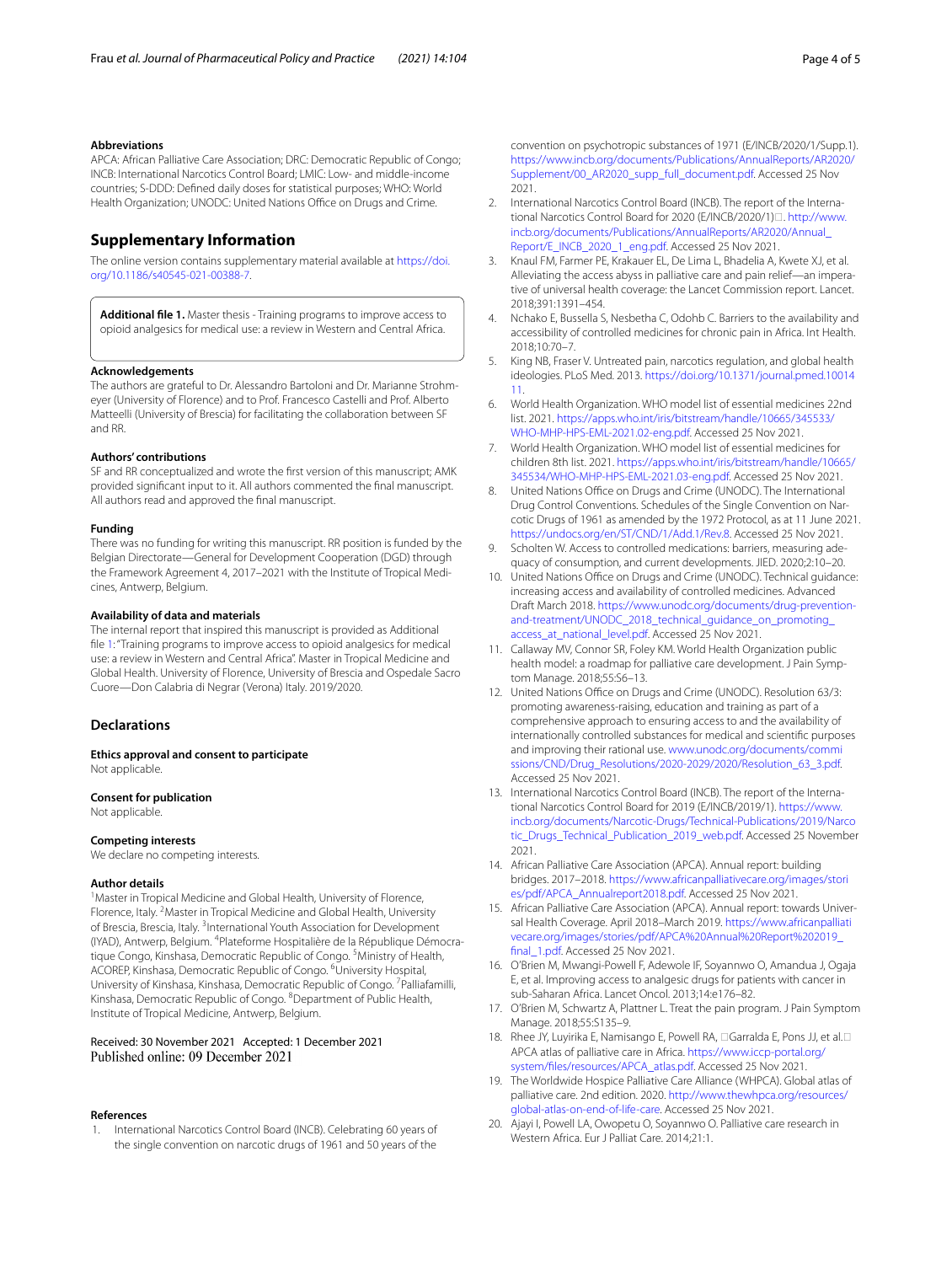### Abbreviations

APCA: African Palliative Care Association; DRC: Democratic Republic of Congo; INCB: International Narcotics Control Board; LMIC: Low- and middle-income countries; S-DDD: Defined daily doses for statistical purposes; WHO: World Health Organization; UNODC: United Nations Office on Drugs and Crime.

## Supplementary Information

The online version contains supplementary material available at https://doi.org/10.1186/s40545-021-00388-7.

**Additional file 1.** Master thesis - Training programs to improve access to opioid analgesics for medical use: a review in Western and Central Africa.

### Acknowledgements

The authors are grateful to Dr. Alessandro Bartoloni and Dr. Marianne Strohmeyer (University of Florence) and to Prof. Francesco Castelli and Prof. Alberto Matteelli (University of Brescia) for facilitating the collaboration between SF and RR.

### Authors' contributions

SF and RR conceptualized and wrote the first version of this manuscript; AMK provided significant input to it. All authors commented the final manuscript. All authors read and approved the final manuscript.

### Funding

There was no funding for writing this manuscript. RR position is funded by the Belgian Directorate—General for Development Cooperation (DGD) through the Framework Agreement 4, 2017–2021 with the Institute of Tropical Medicines, Antwerp, Belgium.

### Availability of data and materials

The internal report that inspired this manuscript is provided as Additional file 1: "Training programs to improve access to opioid analgesics for medical use: a review in Western and Central Africa". Master in Tropical Medicine and Global Health. University of Florence, University of Brescia and Ospedale Sacro Cuore—Don Calabria di Negrar (Verona) Italy. 2019/2020.

## Declarations

### Ethics approval and consent to participate

Not applicable.

### Consent for publication

Not applicable.

### Competing interests

We declare no competing interests.

### Author details

[1]Master in Tropical Medicine and Global Health, University of Florence, Florence, Italy. [2]Master in Tropical Medicine and Global Health, University of Brescia, Brescia, Italy. [3]International Youth Association for Development (IYAD), Antwerp, Belgium. [4]Plateforme Hospitalière de la République Démocratique Congo, Kinshasa, Democratic Republic of Congo. [5]Ministry of Health, ACOREP, Kinshasa, Democratic Republic of Congo. [6]University Hospital, University of Kinshasa, Kinshasa, Democratic Republic of Congo. [7]Palliafamilli, Kinshasa, Democratic Republic of Congo. [8]Department of Public Health, Institute of Tropical Medicine, Antwerp, Belgium.

Received: 30 November 2021 Accepted: 1 December 2021
Published online: 09 December 2021

### References

1. International Narcotics Control Board (INCB). Celebrating 60 years of the single convention on narcotic drugs of 1961 and 50 years of the convention on psychotropic substances of 1971 (E/INCB/2020/1/Supp.1). https://www.incb.org/documents/Publications/AnnualReports/AR2020/Supplement/00_AR2020_supp_full_document.pdf. Accessed 25 Nov 2021.
2. International Narcotics Control Board (INCB). The report of the International Narcotics Control Board for 2020 (E/INCB/2020/1). http://www.incb.org/documents/Publications/AnnualReports/AR2020/Annual_Report/E_INCB_2020_1_eng.pdf. Accessed 25 Nov 2021.
3. Knaul FM, Farmer PE, Krakauer EL, De Lima L, Bhadelia A, Kwete XJ, et al. Alleviating the access abyss in palliative care and pain relief—an imperative of universal health coverage: the Lancet Commission report. Lancet. 2018;391:1391–454.
4. Nchako E, Bussella S, Nesbetha C, Odohb C. Barriers to the availability and accessibility of controlled medicines for chronic pain in Africa. Int Health. 2018;10:70–7.
5. King NB, Fraser V. Untreated pain, narcotics regulation, and global health ideologies. PLoS Med. 2013. https://doi.org/10.1371/journal.pmed.1001411.
6. World Health Organization. WHO model list of essential medicines 22nd list. 2021. https://apps.who.int/iris/bitstream/handle/10665/345533/WHO-MHP-HPS-EML-2021.02-eng.pdf. Accessed 25 Nov 2021.
7. World Health Organization. WHO model list of essential medicines for children 8th list. 2021. https://apps.who.int/iris/bitstream/handle/10665/345534/WHO-MHP-HPS-EML-2021.03-eng.pdf. Accessed 25 Nov 2021.
8. United Nations Office on Drugs and Crime (UNODC). The International Drug Control Conventions. Schedules of the Single Convention on Narcotic Drugs of 1961 as amended by the 1972 Protocol, as at 11 June 2021. https://undocs.org/en/ST/CND/1/Add.1/Rev.8. Accessed 25 Nov 2021.
9. Scholten W. Access to controlled medications: barriers, measuring adequacy of consumption, and current developments. JIED. 2020;2:10–20.
10. United Nations Office on Drugs and Crime (UNODC). Technical guidance: increasing access and availability of controlled medicines. Advanced Draft March 2018. https://www.unodc.org/documents/drug-prevention-and-treatment/UNODC_2018_technical_guidance_on_promoting_access_at_national_level.pdf. Accessed 25 Nov 2021.
11. Callaway MV, Connor SR, Foley KM. World Health Organization public health model: a roadmap for palliative care development. J Pain Symptom Manage. 2018;55:S6–13.
12. United Nations Office on Drugs and Crime (UNODC). Resolution 63/3: promoting awareness-raising, education and training as part of a comprehensive approach to ensuring access to and the availability of internationally controlled substances for medical and scientific purposes and improving their rational use. www.unodc.org/documents/commissions/CND/Drug_Resolutions/2020-2029/2020/Resolution_63_3.pdf. Accessed 25 Nov 2021.
13. International Narcotics Control Board (INCB). The report of the International Narcotics Control Board for 2019 (E/INCB/2019/1). https://www.incb.org/documents/Narcotic-Drugs/Technical-Publications/2019/Narcotic_Drugs_Technical_Publication_2019_web.pdf. Accessed 25 November 2021.
14. African Palliative Care Association (APCA). Annual report: building bridges. 2017–2018. https://www.africanpalliativecare.org/images/stories/pdf/APCA_Annualreport2018.pdf. Accessed 25 Nov 2021.
15. African Palliative Care Association (APCA). Annual report: towards Universal Health Coverage. April 2018–March 2019. https://www.africanpalliativecare.org/images/stories/pdf/APCA%20Annual%20Report%202019_final_1.pdf. Accessed 25 Nov 2021.
16. O'Brien M, Mwangi-Powell F, Adewole IF, Soyannwo O, Amandua J, Ogaja E, et al. Improving access to analgesic drugs for patients with cancer in sub-Saharan Africa. Lancet Oncol. 2013;14:e176–82.
17. O'Brien M, Schwartz A, Plattner L. Treat the pain program. J Pain Symptom Manage. 2018;55:S135–9.
18. Rhee JY, Luyirika E, Namisango E, Powell RA, Garralda E, Pons JJ, et al. APCA atlas of palliative care in Africa. https://www.iccp-portal.org/system/files/resources/APCA_atlas.pdf. Accessed 25 Nov 2021.
19. The Worldwide Hospice Palliative Care Alliance (WHPCA). Global atlas of palliative care. 2nd edition. 2020. http://www.thewhpca.org/resources/global-atlas-on-end-of-life-care. Accessed 25 Nov 2021.
20. Ajayi I, Powell LA, Owopetu O, Soyannwo O. Palliative care research in Western Africa. Eur J Palliat Care. 2014;21:1.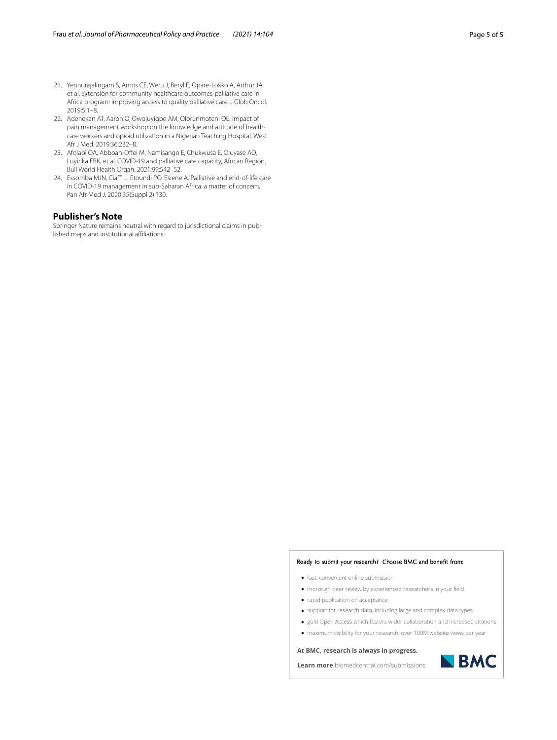21. Yennurajalingam S, Amos CE, Weru J, Beryl E, Opare-Lokko A, Arthur JA, et al. Extension for community healthcare outcomes-palliative care in Africa program: improving access to quality palliative care. J Glob Oncol. 2019;5:1–8.
22. Adenekan AT, Aaron O, Owojuyigbe AM, Olorunmoteni OE. Impact of pain management workshop on the knowledge and attitude of healthcare workers and opioid utilization in a Nigerian Teaching Hospital. West Afr J Med. 2019;36:232–8.
23. Afolabi OA, Abboah-Offei M, Namisango E, Chukwusa E, Oluyase AO, Luyirika EBK, et al. COVID-19 and palliative care capacity, African Region. Bull World Health Organ. 2021;99:542–52.
24. Essomba MJN, Ciaffi L, Etoundi PO, Esiene A. Palliative and end-of-life care in COVID-19 management in sub-Saharan Africa: a matter of concern. Pan Afr Med J. 2020;35(Suppl 2):130.

## Publisher's Note

Springer Nature remains neutral with regard to jurisdictional claims in published maps and institutional affiliations.

Ready to submit your research? Choose BMC and benefit from:

- fast, convenient online submission
- thorough peer review by experienced researchers in your field
- rapid publication on acceptance
- support for research data, including large and complex data types
- gold Open Access which fosters wider collaboration and increased citations
- maximum visibility for your research: over 100M website views per year

**At BMC, research is always in progress.**

**Learn more** biomedcentral.com/submissions

BMC